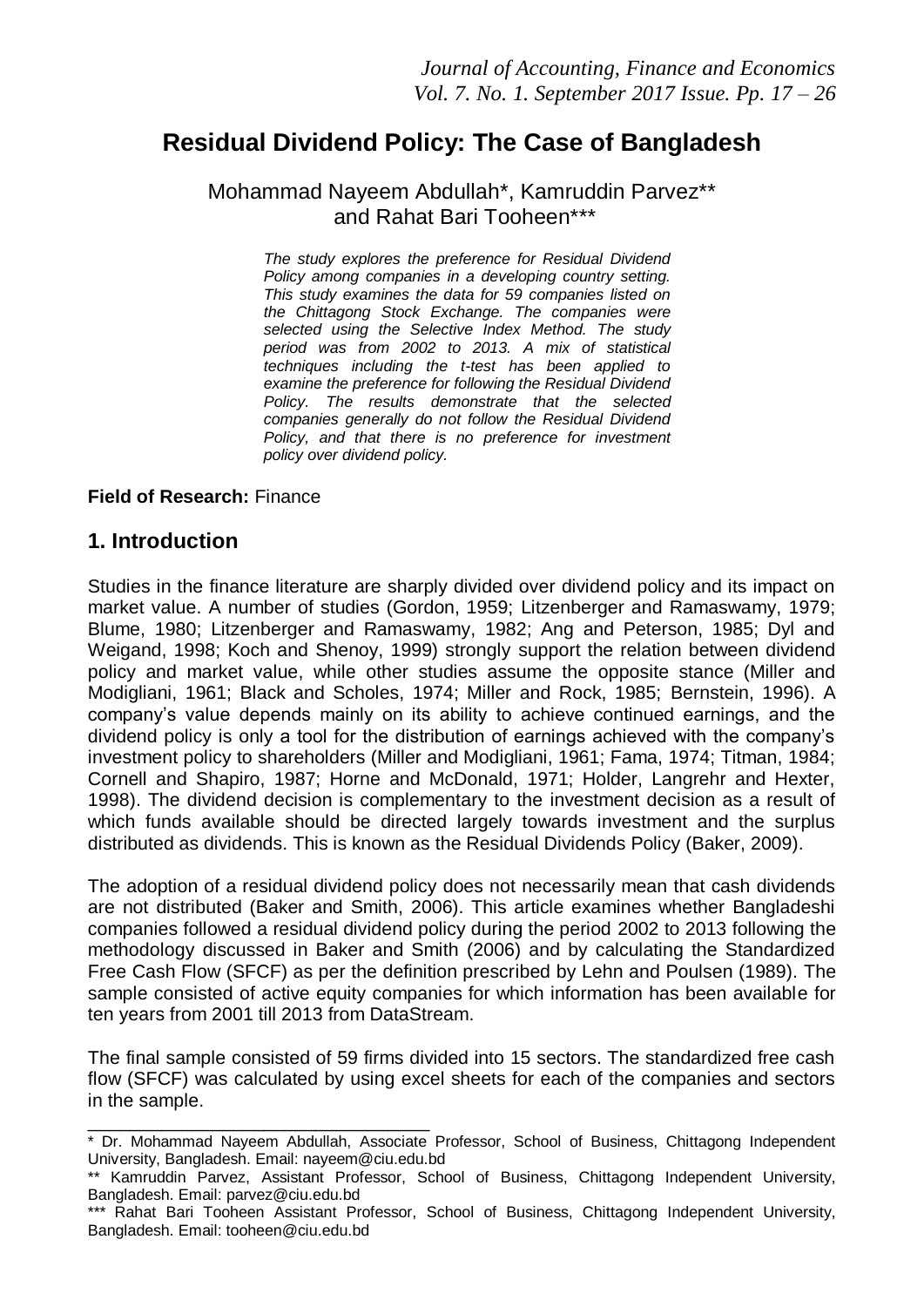# Residual Dividend Policy: The Case of Bangladesh

Mohammad Nayeem Abdullah*, Kamruddin Parvez** and Rahat Bari Tooheen***

*The study explores the preference for Residual Dividend Policy among companies in a developing country setting. This study examines the data for 59 companies listed on the Chittagong Stock Exchange. The companies were selected using the Selective Index Method. The study period was from 2002 to 2013. A mix of statistical techniques including the t-test has been applied to examine the preference for following the Residual Dividend Policy. The results demonstrate that the selected companies generally do not follow the Residual Dividend Policy, and that there is no preference for investment policy over dividend policy.*

**Field of Research:** Finance

## 1. Introduction

Studies in the finance literature are sharply divided over dividend policy and its impact on market value. A number of studies (Gordon, 1959; Litzenberger and Ramaswamy, 1979; Blume, 1980; Litzenberger and Ramaswamy, 1982; Ang and Peterson, 1985; Dyl and Weigand, 1998; Koch and Shenoy, 1999) strongly support the relation between dividend policy and market value, while other studies assume the opposite stance (Miller and Modigliani, 1961; Black and Scholes, 1974; Miller and Rock, 1985; Bernstein, 1996). A company's value depends mainly on its ability to achieve continued earnings, and the dividend policy is only a tool for the distribution of earnings achieved with the company's investment policy to shareholders (Miller and Modigliani, 1961; Fama, 1974; Titman, 1984; Cornell and Shapiro, 1987; Horne and McDonald, 1971; Holder, Langrehr and Hexter, 1998). The dividend decision is complementary to the investment decision as a result of which funds available should be directed largely towards investment and the surplus distributed as dividends. This is known as the Residual Dividends Policy (Baker, 2009).

The adoption of a residual dividend policy does not necessarily mean that cash dividends are not distributed (Baker and Smith, 2006). This article examines whether Bangladeshi companies followed a residual dividend policy during the period 2002 to 2013 following the methodology discussed in Baker and Smith (2006) and by calculating the Standardized Free Cash Flow (SFCF) as per the definition prescribed by Lehn and Poulsen (1989). The sample consisted of active equity companies for which information has been available for ten years from 2001 till 2013 from DataStream.

The final sample consisted of 59 firms divided into 15 sectors. The standardized free cash flow (SFCF) was calculated by using excel sheets for each of the companies and sectors in the sample.

---

* Dr. Mohammad Nayeem Abdullah, Associate Professor, School of Business, Chittagong Independent University, Bangladesh. Email: nayeem@ciu.edu.bd

** Kamruddin Parvez, Assistant Professor, School of Business, Chittagong Independent University, Bangladesh. Email: parvez@ciu.edu.bd

*** Rahat Bari Tooheen Assistant Professor, School of Business, Chittagong Independent University, Bangladesh. Email: tooheen@ciu.edu.bd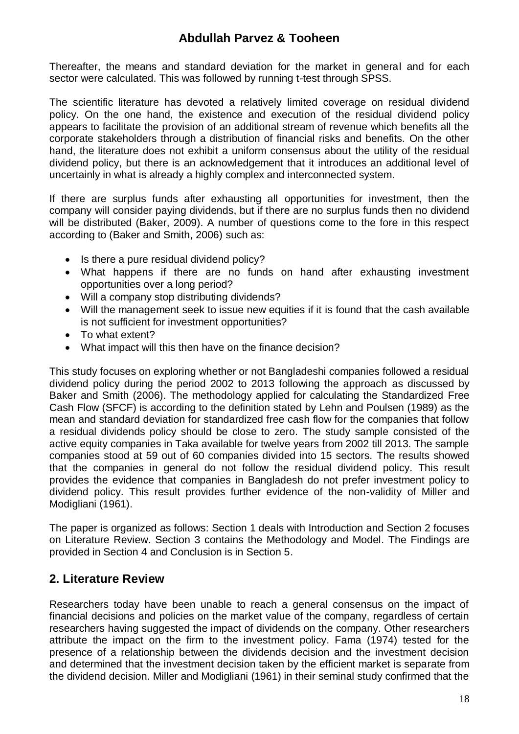Thereafter, the means and standard deviation for the market in general and for each sector were calculated. This was followed by running t-test through SPSS.

The scientific literature has devoted a relatively limited coverage on residual dividend policy. On the one hand, the existence and execution of the residual dividend policy appears to facilitate the provision of an additional stream of revenue which benefits all the corporate stakeholders through a distribution of financial risks and benefits. On the other hand, the literature does not exhibit a uniform consensus about the utility of the residual dividend policy, but there is an acknowledgement that it introduces an additional level of uncertainly in what is already a highly complex and interconnected system.

If there are surplus funds after exhausting all opportunities for investment, then the company will consider paying dividends, but if there are no surplus funds then no dividend will be distributed (Baker, 2009). A number of questions come to the fore in this respect according to (Baker and Smith, 2006) such as:

- Is there a pure residual dividend policy?
- What happens if there are no funds on hand after exhausting investment opportunities over a long period?
- Will a company stop distributing dividends?
- Will the management seek to issue new equities if it is found that the cash available is not sufficient for investment opportunities?
- To what extent?
- What impact will this then have on the finance decision?

This study focuses on exploring whether or not Bangladeshi companies followed a residual dividend policy during the period 2002 to 2013 following the approach as discussed by Baker and Smith (2006). The methodology applied for calculating the Standardized Free Cash Flow (SFCF) is according to the definition stated by Lehn and Poulsen (1989) as the mean and standard deviation for standardized free cash flow for the companies that follow a residual dividends policy should be close to zero. The study sample consisted of the active equity companies in Taka available for twelve years from 2002 till 2013. The sample companies stood at 59 out of 60 companies divided into 15 sectors. The results showed that the companies in general do not follow the residual dividend policy. This result provides the evidence that companies in Bangladesh do not prefer investment policy to dividend policy. This result provides further evidence of the non-validity of Miller and Modigliani (1961).

The paper is organized as follows: Section 1 deals with Introduction and Section 2 focuses on Literature Review. Section 3 contains the Methodology and Model. The Findings are provided in Section 4 and Conclusion is in Section 5.

## 2. Literature Review

Researchers today have been unable to reach a general consensus on the impact of financial decisions and policies on the market value of the company, regardless of certain researchers having suggested the impact of dividends on the company. Other researchers attribute the impact on the firm to the investment policy. Fama (1974) tested for the presence of a relationship between the dividends decision and the investment decision and determined that the investment decision taken by the efficient market is separate from the dividend decision. Miller and Modigliani (1961) in their seminal study confirmed that the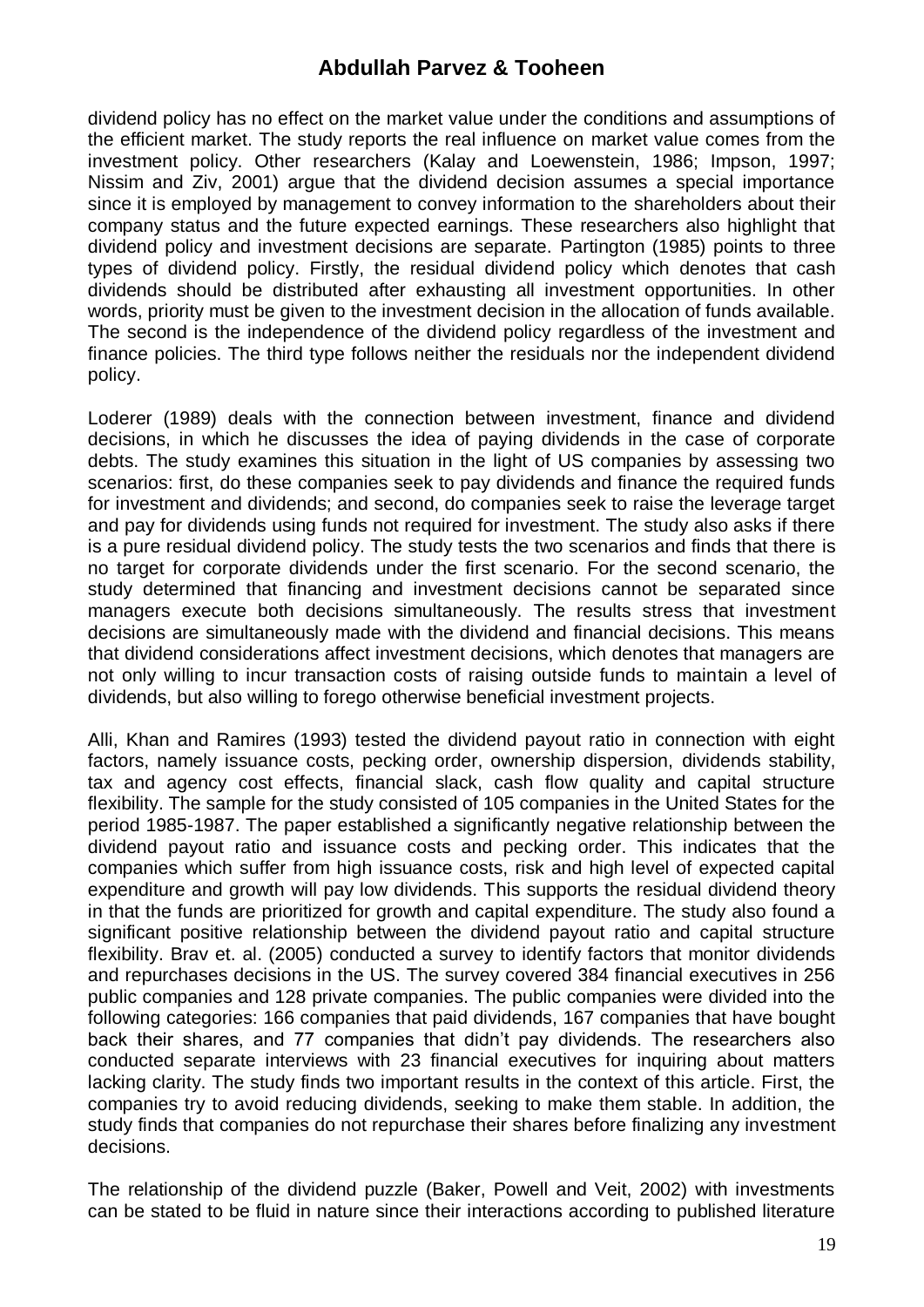dividend policy has no effect on the market value under the conditions and assumptions of the efficient market. The study reports the real influence on market value comes from the investment policy. Other researchers (Kalay and Loewenstein, 1986; Impson, 1997; Nissim and Ziv, 2001) argue that the dividend decision assumes a special importance since it is employed by management to convey information to the shareholders about their company status and the future expected earnings. These researchers also highlight that dividend policy and investment decisions are separate. Partington (1985) points to three types of dividend policy. Firstly, the residual dividend policy which denotes that cash dividends should be distributed after exhausting all investment opportunities. In other words, priority must be given to the investment decision in the allocation of funds available. The second is the independence of the dividend policy regardless of the investment and finance policies. The third type follows neither the residuals nor the independent dividend policy.

Loderer (1989) deals with the connection between investment, finance and dividend decisions, in which he discusses the idea of paying dividends in the case of corporate debts. The study examines this situation in the light of US companies by assessing two scenarios: first, do these companies seek to pay dividends and finance the required funds for investment and dividends; and second, do companies seek to raise the leverage target and pay for dividends using funds not required for investment. The study also asks if there is a pure residual dividend policy. The study tests the two scenarios and finds that there is no target for corporate dividends under the first scenario. For the second scenario, the study determined that financing and investment decisions cannot be separated since managers execute both decisions simultaneously. The results stress that investment decisions are simultaneously made with the dividend and financial decisions. This means that dividend considerations affect investment decisions, which denotes that managers are not only willing to incur transaction costs of raising outside funds to maintain a level of dividends, but also willing to forego otherwise beneficial investment projects.

Alli, Khan and Ramires (1993) tested the dividend payout ratio in connection with eight factors, namely issuance costs, pecking order, ownership dispersion, dividends stability, tax and agency cost effects, financial slack, cash flow quality and capital structure flexibility. The sample for the study consisted of 105 companies in the United States for the period 1985-1987. The paper established a significantly negative relationship between the dividend payout ratio and issuance costs and pecking order. This indicates that the companies which suffer from high issuance costs, risk and high level of expected capital expenditure and growth will pay low dividends. This supports the residual dividend theory in that the funds are prioritized for growth and capital expenditure. The study also found a significant positive relationship between the dividend payout ratio and capital structure flexibility. Brav et. al. (2005) conducted a survey to identify factors that monitor dividends and repurchases decisions in the US. The survey covered 384 financial executives in 256 public companies and 128 private companies. The public companies were divided into the following categories: 166 companies that paid dividends, 167 companies that have bought back their shares, and 77 companies that didn't pay dividends. The researchers also conducted separate interviews with 23 financial executives for inquiring about matters lacking clarity. The study finds two important results in the context of this article. First, the companies try to avoid reducing dividends, seeking to make them stable. In addition, the study finds that companies do not repurchase their shares before finalizing any investment decisions.

The relationship of the dividend puzzle (Baker, Powell and Veit, 2002) with investments can be stated to be fluid in nature since their interactions according to published literature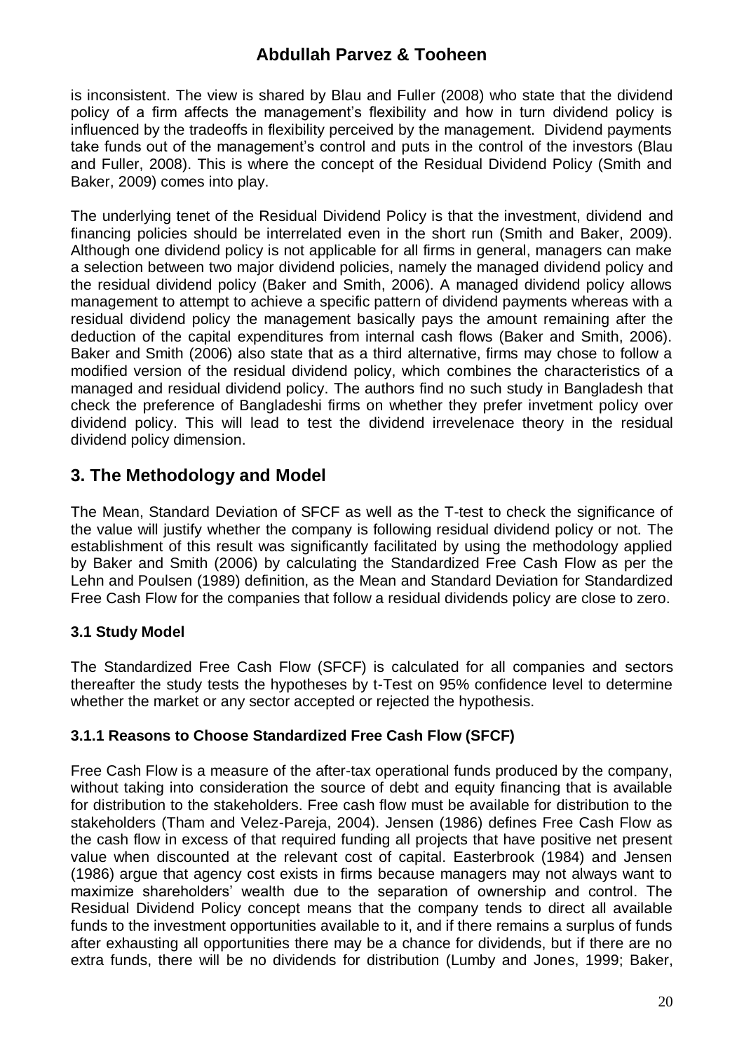is inconsistent. The view is shared by Blau and Fuller (2008) who state that the dividend policy of a firm affects the management's flexibility and how in turn dividend policy is influenced by the tradeoffs in flexibility perceived by the management. Dividend payments take funds out of the management's control and puts in the control of the investors (Blau and Fuller, 2008). This is where the concept of the Residual Dividend Policy (Smith and Baker, 2009) comes into play.

The underlying tenet of the Residual Dividend Policy is that the investment, dividend and financing policies should be interrelated even in the short run (Smith and Baker, 2009). Although one dividend policy is not applicable for all firms in general, managers can make a selection between two major dividend policies, namely the managed dividend policy and the residual dividend policy (Baker and Smith, 2006). A managed dividend policy allows management to attempt to achieve a specific pattern of dividend payments whereas with a residual dividend policy the management basically pays the amount remaining after the deduction of the capital expenditures from internal cash flows (Baker and Smith, 2006). Baker and Smith (2006) also state that as a third alternative, firms may chose to follow a modified version of the residual dividend policy, which combines the characteristics of a managed and residual dividend policy. The authors find no such study in Bangladesh that check the preference of Bangladeshi firms on whether they prefer invetment policy over dividend policy. This will lead to test the dividend irrevelenace theory in the residual dividend policy dimension.

## 3. The Methodology and Model

The Mean, Standard Deviation of SFCF as well as the T-test to check the significance of the value will justify whether the company is following residual dividend policy or not. The establishment of this result was significantly facilitated by using the methodology applied by Baker and Smith (2006) by calculating the Standardized Free Cash Flow as per the Lehn and Poulsen (1989) definition, as the Mean and Standard Deviation for Standardized Free Cash Flow for the companies that follow a residual dividends policy are close to zero.

### 3.1 Study Model

The Standardized Free Cash Flow (SFCF) is calculated for all companies and sectors thereafter the study tests the hypotheses by t-Test on 95% confidence level to determine whether the market or any sector accepted or rejected the hypothesis.

#### 3.1.1 Reasons to Choose Standardized Free Cash Flow (SFCF)

Free Cash Flow is a measure of the after-tax operational funds produced by the company, without taking into consideration the source of debt and equity financing that is available for distribution to the stakeholders. Free cash flow must be available for distribution to the stakeholders (Tham and Velez-Pareja, 2004). Jensen (1986) defines Free Cash Flow as the cash flow in excess of that required funding all projects that have positive net present value when discounted at the relevant cost of capital. Easterbrook (1984) and Jensen (1986) argue that agency cost exists in firms because managers may not always want to maximize shareholders' wealth due to the separation of ownership and control. The Residual Dividend Policy concept means that the company tends to direct all available funds to the investment opportunities available to it, and if there remains a surplus of funds after exhausting all opportunities there may be a chance for dividends, but if there are no extra funds, there will be no dividends for distribution (Lumby and Jones, 1999; Baker,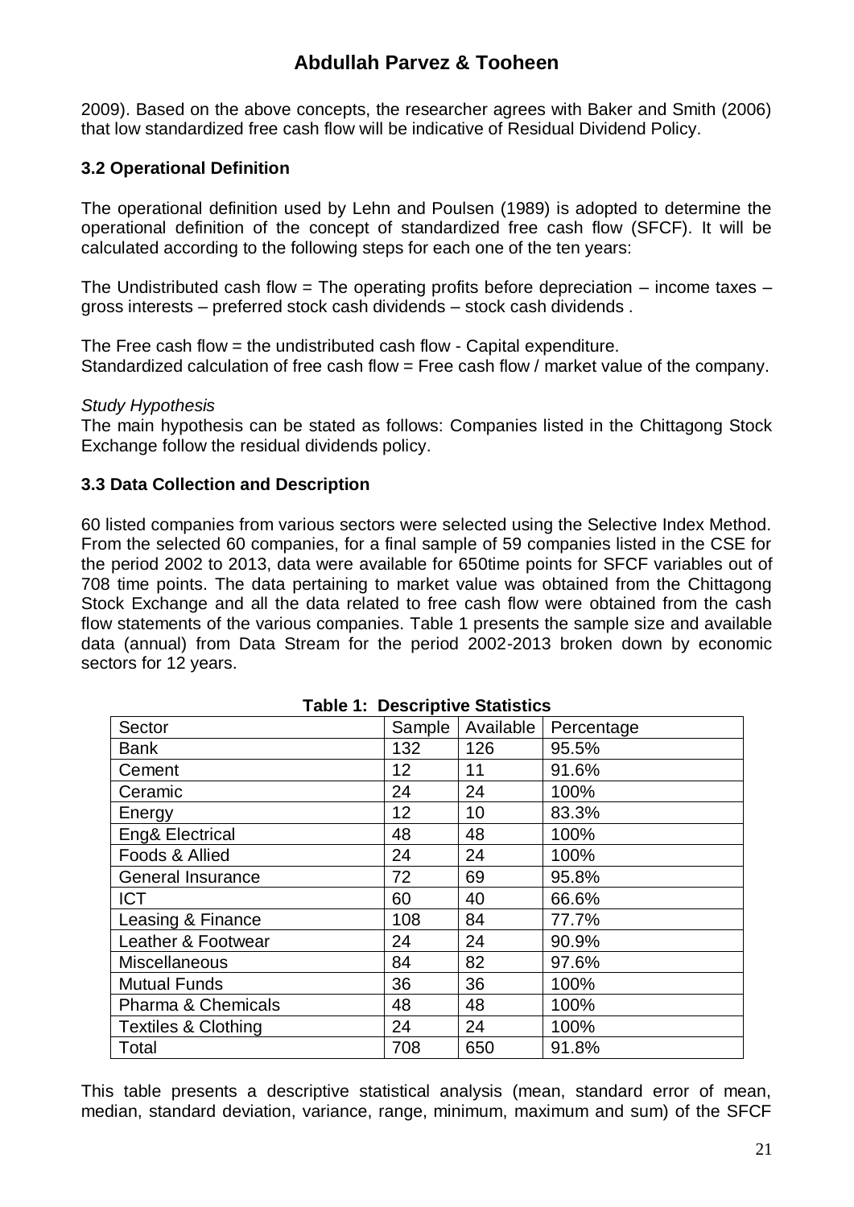2009). Based on the above concepts, the researcher agrees with Baker and Smith (2006) that low standardized free cash flow will be indicative of Residual Dividend Policy.

### 3.2 Operational Definition

The operational definition used by Lehn and Poulsen (1989) is adopted to determine the operational definition of the concept of standardized free cash flow (SFCF). It will be calculated according to the following steps for each one of the ten years:

The Undistributed cash flow = The operating profits before depreciation – income taxes – gross interests – preferred stock cash dividends – stock cash dividends .

The Free cash flow = the undistributed cash flow - Capital expenditure.
Standardized calculation of free cash flow = Free cash flow / market value of the company.

*Study Hypothesis*
The main hypothesis can be stated as follows: Companies listed in the Chittagong Stock Exchange follow the residual dividends policy.

### 3.3 Data Collection and Description

60 listed companies from various sectors were selected using the Selective Index Method. From the selected 60 companies, for a final sample of 59 companies listed in the CSE for the period 2002 to 2013, data were available for 650time points for SFCF variables out of 708 time points. The data pertaining to market value was obtained from the Chittagong Stock Exchange and all the data related to free cash flow were obtained from the cash flow statements of the various companies. Table 1 presents the sample size and available data (annual) from Data Stream for the period 2002-2013 broken down by economic sectors for 12 years.

**Table 1: Descriptive Statistics**

| Sector | Sample | Available | Percentage |
|---|---|---|---|
| Bank | 132 | 126 | 95.5% |
| Cement | 12 | 11 | 91.6% |
| Ceramic | 24 | 24 | 100% |
| Energy | 12 | 10 | 83.3% |
| Eng& Electrical | 48 | 48 | 100% |
| Foods & Allied | 24 | 24 | 100% |
| General Insurance | 72 | 69 | 95.8% |
| ICT | 60 | 40 | 66.6% |
| Leasing & Finance | 108 | 84 | 77.7% |
| Leather & Footwear | 24 | 24 | 90.9% |
| Miscellaneous | 84 | 82 | 97.6% |
| Mutual Funds | 36 | 36 | 100% |
| Pharma & Chemicals | 48 | 48 | 100% |
| Textiles & Clothing | 24 | 24 | 100% |
| Total | 708 | 650 | 91.8% |

This table presents a descriptive statistical analysis (mean, standard error of mean, median, standard deviation, variance, range, minimum, maximum and sum) of the SFCF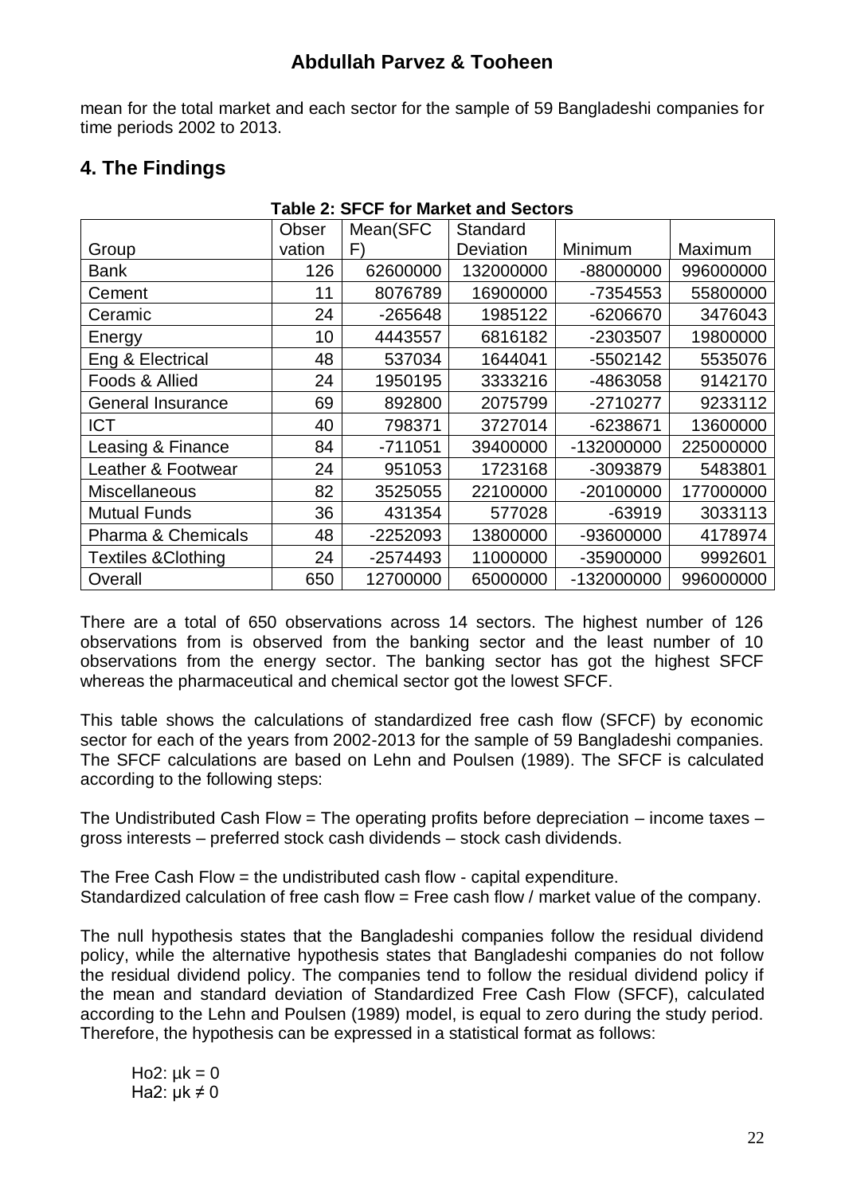mean for the total market and each sector for the sample of 59 Bangladeshi companies for time periods 2002 to 2013.

## 4. The Findings

**Table 2: SFCF for Market and Sectors**

| Group | Observation | Mean(SFCF) | Standard Deviation | Minimum | Maximum |
|---|---|---|---|---|---|
| Bank | 126 | 62600000 | 132000000 | -88000000 | 996000000 |
| Cement | 11 | 8076789 | 16900000 | -7354553 | 55800000 |
| Ceramic | 24 | -265648 | 1985122 | -6206670 | 3476043 |
| Energy | 10 | 4443557 | 6816182 | -2303507 | 19800000 |
| Eng & Electrical | 48 | 537034 | 1644041 | -5502142 | 5535076 |
| Foods & Allied | 24 | 1950195 | 3333216 | -4863058 | 9142170 |
| General Insurance | 69 | 892800 | 2075799 | -2710277 | 9233112 |
| ICT | 40 | 798371 | 3727014 | -6238671 | 13600000 |
| Leasing & Finance | 84 | -711051 | 39400000 | -132000000 | 225000000 |
| Leather & Footwear | 24 | 951053 | 1723168 | -3093879 | 5483801 |
| Miscellaneous | 82 | 3525055 | 22100000 | -20100000 | 177000000 |
| Mutual Funds | 36 | 431354 | 577028 | -63919 | 3033113 |
| Pharma & Chemicals | 48 | -2252093 | 13800000 | -93600000 | 4178974 |
| Textiles &Clothing | 24 | -2574493 | 11000000 | -35900000 | 9992601 |
| Overall | 650 | 12700000 | 65000000 | -132000000 | 996000000 |

There are a total of 650 observations across 14 sectors. The highest number of 126 observations from is observed from the banking sector and the least number of 10 observations from the energy sector. The banking sector has got the highest SFCF whereas the pharmaceutical and chemical sector got the lowest SFCF.

This table shows the calculations of standardized free cash flow (SFCF) by economic sector for each of the years from 2002-2013 for the sample of 59 Bangladeshi companies. The SFCF calculations are based on Lehn and Poulsen (1989). The SFCF is calculated according to the following steps:

The Undistributed Cash Flow = The operating profits before depreciation – income taxes – gross interests – preferred stock cash dividends – stock cash dividends.

The Free Cash Flow = the undistributed cash flow - capital expenditure.
Standardized calculation of free cash flow = Free cash flow / market value of the company.

The null hypothesis states that the Bangladeshi companies follow the residual dividend policy, while the alternative hypothesis states that Bangladeshi companies do not follow the residual dividend policy. The companies tend to follow the residual dividend policy if the mean and standard deviation of Standardized Free Cash Flow (SFCF), calculated according to the Lehn and Poulsen (1989) model, is equal to zero during the study period. Therefore, the hypothesis can be expressed in a statistical format as follows:

$Ho2: \mu k = 0$
$Ha2: \mu k \neq 0$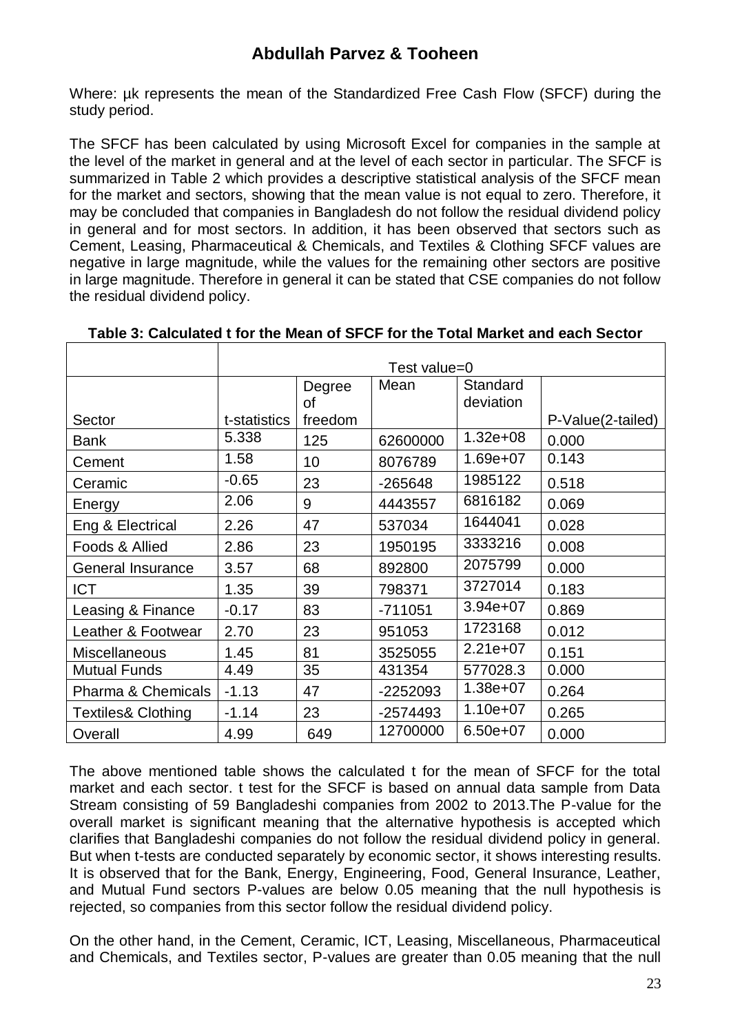Where: µk represents the mean of the Standardized Free Cash Flow (SFCF) during the study period.

The SFCF has been calculated by using Microsoft Excel for companies in the sample at the level of the market in general and at the level of each sector in particular. The SFCF is summarized in Table 2 which provides a descriptive statistical analysis of the SFCF mean for the market and sectors, showing that the mean value is not equal to zero. Therefore, it may be concluded that companies in Bangladesh do not follow the residual dividend policy in general and for most sectors. In addition, it has been observed that sectors such as Cement, Leasing, Pharmaceutical & Chemicals, and Textiles & Clothing SFCF values are negative in large magnitude, while the values for the remaining other sectors are positive in large magnitude. Therefore in general it can be stated that CSE companies do not follow the residual dividend policy.

**Table 3: Calculated t for the Mean of SFCF for the Total Market and each Sector**

| | Test value=0 | | | | |
|---|---|---|---|---|---|
| Sector | t-statistics | Degree of freedom | Mean | Standard deviation | P-Value(2-tailed) |
| Bank | 5.338 | 125 | 62600000 | 1.32e+08 | 0.000 |
| Cement | 1.58 | 10 | 8076789 | 1.69e+07 | 0.143 |
| Ceramic | -0.65 | 23 | -265648 | 1985122 | 0.518 |
| Energy | 2.06 | 9 | 4443557 | 6816182 | 0.069 |
| Eng & Electrical | 2.26 | 47 | 537034 | 1644041 | 0.028 |
| Foods & Allied | 2.86 | 23 | 1950195 | 3333216 | 0.008 |
| General Insurance | 3.57 | 68 | 892800 | 2075799 | 0.000 |
| ICT | 1.35 | 39 | 798371 | 3727014 | 0.183 |
| Leasing & Finance | -0.17 | 83 | -711051 | 3.94e+07 | 0.869 |
| Leather & Footwear | 2.70 | 23 | 951053 | 1723168 | 0.012 |
| Miscellaneous | 1.45 | 81 | 3525055 | 2.21e+07 | 0.151 |
| Mutual Funds | 4.49 | 35 | 431354 | 577028.3 | 0.000 |
| Pharma & Chemicals | -1.13 | 47 | -2252093 | 1.38e+07 | 0.264 |
| Textiles& Clothing | -1.14 | 23 | -2574493 | 1.10e+07 | 0.265 |
| Overall | 4.99 | 649 | 12700000 | 6.50e+07 | 0.000 |

The above mentioned table shows the calculated t for the mean of SFCF for the total market and each sector. t test for the SFCF is based on annual data sample from Data Stream consisting of 59 Bangladeshi companies from 2002 to 2013.The P-value for the overall market is significant meaning that the alternative hypothesis is accepted which clarifies that Bangladeshi companies do not follow the residual dividend policy in general. But when t-tests are conducted separately by economic sector, it shows interesting results. It is observed that for the Bank, Energy, Engineering, Food, General Insurance, Leather, and Mutual Fund sectors P-values are below 0.05 meaning that the null hypothesis is rejected, so companies from this sector follow the residual dividend policy.

On the other hand, in the Cement, Ceramic, ICT, Leasing, Miscellaneous, Pharmaceutical and Chemicals, and Textiles sector, P-values are greater than 0.05 meaning that the null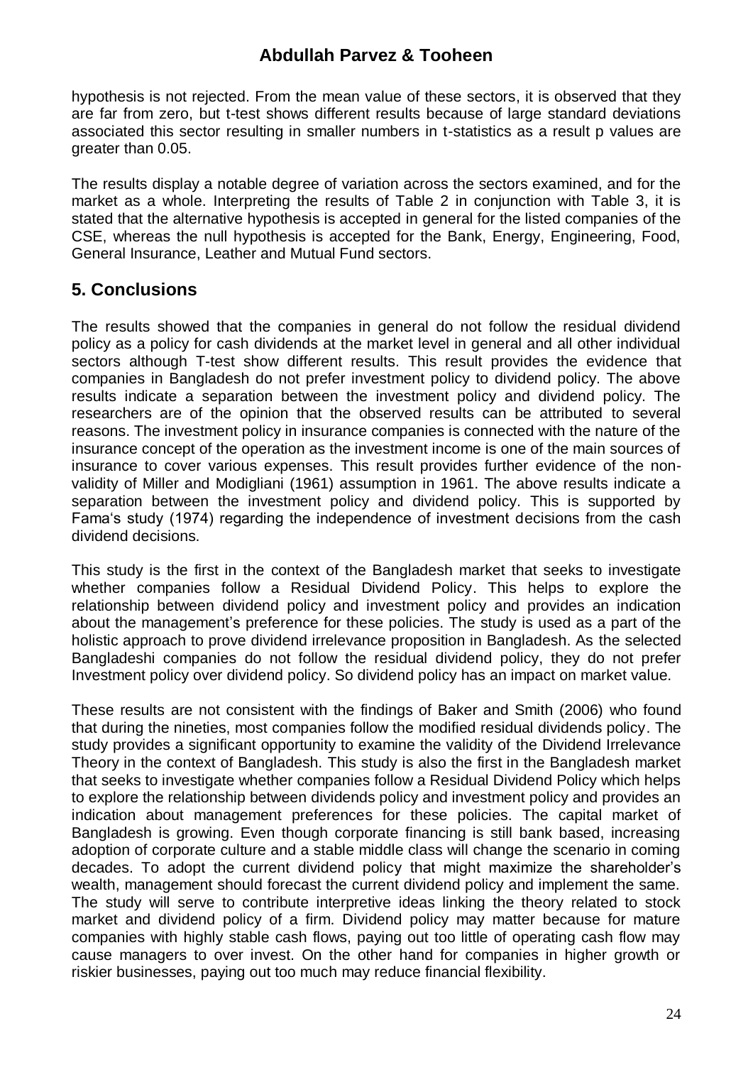hypothesis is not rejected. From the mean value of these sectors, it is observed that they are far from zero, but t-test shows different results because of large standard deviations associated this sector resulting in smaller numbers in t-statistics as a result p values are greater than 0.05.

The results display a notable degree of variation across the sectors examined, and for the market as a whole. Interpreting the results of Table 2 in conjunction with Table 3, it is stated that the alternative hypothesis is accepted in general for the listed companies of the CSE, whereas the null hypothesis is accepted for the Bank, Energy, Engineering, Food, General Insurance, Leather and Mutual Fund sectors.

## 5. Conclusions

The results showed that the companies in general do not follow the residual dividend policy as a policy for cash dividends at the market level in general and all other individual sectors although T-test show different results. This result provides the evidence that companies in Bangladesh do not prefer investment policy to dividend policy. The above results indicate a separation between the investment policy and dividend policy. The researchers are of the opinion that the observed results can be attributed to several reasons. The investment policy in insurance companies is connected with the nature of the insurance concept of the operation as the investment income is one of the main sources of insurance to cover various expenses. This result provides further evidence of the non-validity of Miller and Modigliani (1961) assumption in 1961. The above results indicate a separation between the investment policy and dividend policy. This is supported by Fama's study (1974) regarding the independence of investment decisions from the cash dividend decisions.

This study is the first in the context of the Bangladesh market that seeks to investigate whether companies follow a Residual Dividend Policy. This helps to explore the relationship between dividend policy and investment policy and provides an indication about the management's preference for these policies. The study is used as a part of the holistic approach to prove dividend irrelevance proposition in Bangladesh. As the selected Bangladeshi companies do not follow the residual dividend policy, they do not prefer Investment policy over dividend policy. So dividend policy has an impact on market value.

These results are not consistent with the findings of Baker and Smith (2006) who found that during the nineties, most companies follow the modified residual dividends policy. The study provides a significant opportunity to examine the validity of the Dividend Irrelevance Theory in the context of Bangladesh. This study is also the first in the Bangladesh market that seeks to investigate whether companies follow a Residual Dividend Policy which helps to explore the relationship between dividends policy and investment policy and provides an indication about management preferences for these policies. The capital market of Bangladesh is growing. Even though corporate financing is still bank based, increasing adoption of corporate culture and a stable middle class will change the scenario in coming decades. To adopt the current dividend policy that might maximize the shareholder's wealth, management should forecast the current dividend policy and implement the same. The study will serve to contribute interpretive ideas linking the theory related to stock market and dividend policy of a firm. Dividend policy may matter because for mature companies with highly stable cash flows, paying out too little of operating cash flow may cause managers to over invest. On the other hand for companies in higher growth or riskier businesses, paying out too much may reduce financial flexibility.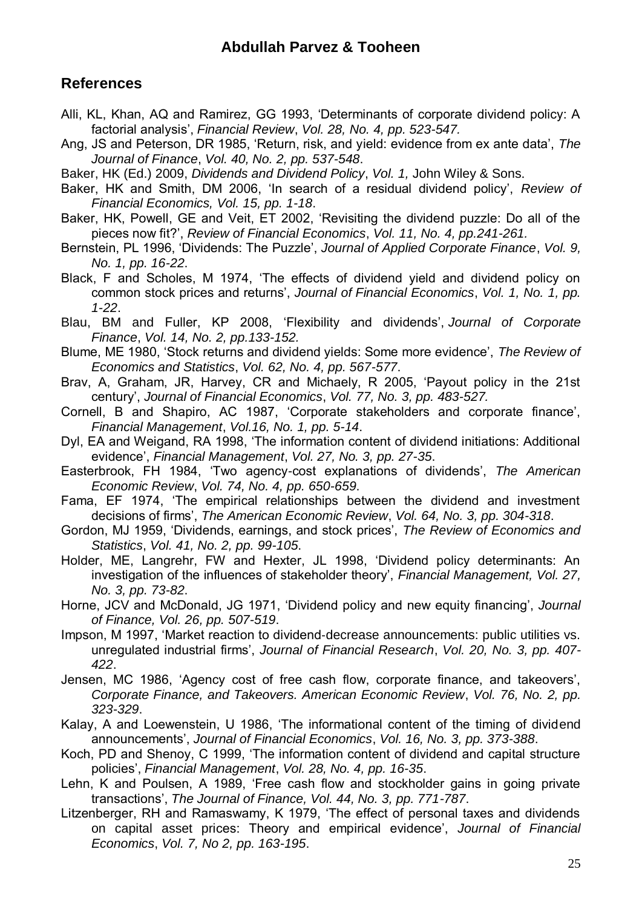## References

Alli, KL, Khan, AQ and Ramirez, GG 1993, 'Determinants of corporate dividend policy: A factorial analysis', *Financial Review*, *Vol. 28, No. 4, pp. 523-547.*

Ang, JS and Peterson, DR 1985, 'Return, risk, and yield: evidence from ex ante data', *The Journal of Finance*, *Vol. 40, No. 2, pp. 537-548*.

Baker, HK (Ed.) 2009, *Dividends and Dividend Policy*, *Vol. 1,* John Wiley & Sons.

Baker, HK and Smith, DM 2006, 'In search of a residual dividend policy', *Review of Financial Economics, Vol. 15, pp. 1-18*.

Baker, HK, Powell, GE and Veit, ET 2002, 'Revisiting the dividend puzzle: Do all of the pieces now fit?', *Review of Financial Economics*, *Vol. 11, No. 4, pp.241-261.*

Bernstein, PL 1996, 'Dividends: The Puzzle', *Journal of Applied Corporate Finance*, *Vol. 9, No. 1, pp. 16-22*.

Black, F and Scholes, M 1974, 'The effects of dividend yield and dividend policy on common stock prices and returns', *Journal of Financial Economics*, *Vol. 1, No. 1, pp. 1-22*.

Blau, BM and Fuller, KP 2008, 'Flexibility and dividends', *Journal of Corporate Finance*, *Vol. 14, No. 2, pp.133-152.*

Blume, ME 1980, 'Stock returns and dividend yields: Some more evidence', *The Review of Economics and Statistics*, *Vol. 62, No. 4, pp. 567-577*.

Brav, A, Graham, JR, Harvey, CR and Michaely, R 2005, 'Payout policy in the 21st century', *Journal of Financial Economics*, *Vol. 77, No. 3, pp. 483-527.*

Cornell, B and Shapiro, AC 1987, 'Corporate stakeholders and corporate finance', *Financial Management*, *Vol.16, No. 1, pp. 5-14*.

Dyl, EA and Weigand, RA 1998, 'The information content of dividend initiations: Additional evidence', *Financial Management*, *Vol. 27, No. 3, pp. 27-35*.

Easterbrook, FH 1984, 'Two agency-cost explanations of dividends', *The American Economic Review*, *Vol. 74, No. 4, pp. 650-659*.

Fama, EF 1974, 'The empirical relationships between the dividend and investment decisions of firms', *The American Economic Review*, *Vol. 64, No. 3, pp. 304-318*.

Gordon, MJ 1959, 'Dividends, earnings, and stock prices', *The Review of Economics and Statistics*, *Vol. 41, No. 2, pp. 99-105*.

Holder, ME, Langrehr, FW and Hexter, JL 1998, 'Dividend policy determinants: An investigation of the influences of stakeholder theory', *Financial Management, Vol. 27, No. 3, pp. 73-82*.

Horne, JCV and McDonald, JG 1971, 'Dividend policy and new equity financing', *Journal of Finance, Vol. 26, pp. 507-519*.

Impson, M 1997, 'Market reaction to dividend-decrease announcements: public utilities vs. unregulated industrial firms', *Journal of Financial Research*, *Vol. 20, No. 3, pp. 407-422*.

Jensen, MC 1986, 'Agency cost of free cash flow, corporate finance, and takeovers', *Corporate Finance, and Takeovers. American Economic Review*, *Vol. 76, No. 2, pp. 323-329*.

Kalay, A and Loewenstein, U 1986, 'The informational content of the timing of dividend announcements', *Journal of Financial Economics*, *Vol. 16, No. 3, pp. 373-388*.

Koch, PD and Shenoy, C 1999, 'The information content of dividend and capital structure policies', *Financial Management*, *Vol. 28, No. 4, pp. 16-35*.

Lehn, K and Poulsen, A 1989, 'Free cash flow and stockholder gains in going private transactions', *The Journal of Finance, Vol. 44, No. 3, pp. 771-787*.

Litzenberger, RH and Ramaswamy, K 1979, 'The effect of personal taxes and dividends on capital asset prices: Theory and empirical evidence', *Journal of Financial Economics*, *Vol. 7, No 2, pp. 163-195*.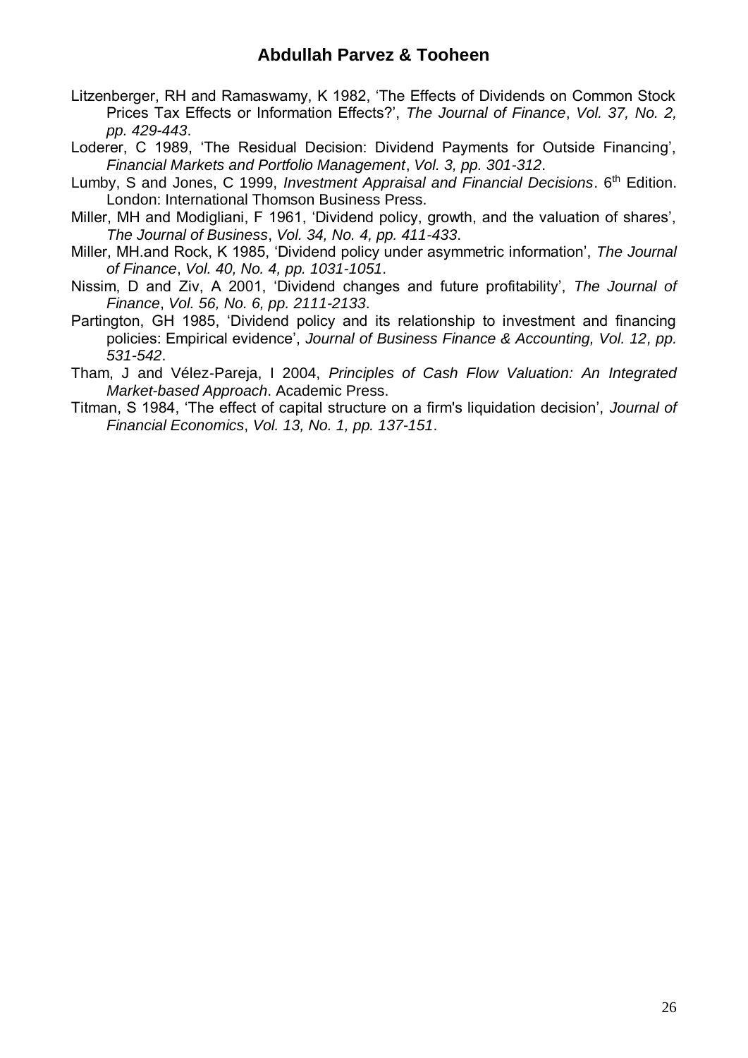Litzenberger, RH and Ramaswamy, K 1982, 'The Effects of Dividends on Common Stock Prices Tax Effects or Information Effects?', *The Journal of Finance*, *Vol. 37, No. 2, pp. 429-443*.

Loderer, C 1989, 'The Residual Decision: Dividend Payments for Outside Financing', *Financial Markets and Portfolio Management*, *Vol. 3, pp. 301-312*.

Lumby, S and Jones, C 1999, *Investment Appraisal and Financial Decisions*. 6th Edition. London: International Thomson Business Press.

Miller, MH and Modigliani, F 1961, 'Dividend policy, growth, and the valuation of shares', *The Journal of Business*, *Vol. 34, No. 4, pp. 411-433*.

Miller, MH.and Rock, K 1985, 'Dividend policy under asymmetric information', *The Journal of Finance*, *Vol. 40, No. 4, pp. 1031-1051*.

Nissim, D and Ziv, A 2001, 'Dividend changes and future profitability', *The Journal of Finance*, *Vol. 56, No. 6, pp. 2111-2133*.

Partington, GH 1985, 'Dividend policy and its relationship to investment and financing policies: Empirical evidence', *Journal of Business Finance & Accounting, Vol. 12, pp. 531-542*.

Tham, J and Vélez-Pareja, I 2004, *Principles of Cash Flow Valuation: An Integrated Market-based Approach*. Academic Press.

Titman, S 1984, 'The effect of capital structure on a firm's liquidation decision', *Journal of Financial Economics*, *Vol. 13, No. 1, pp. 137-151*.